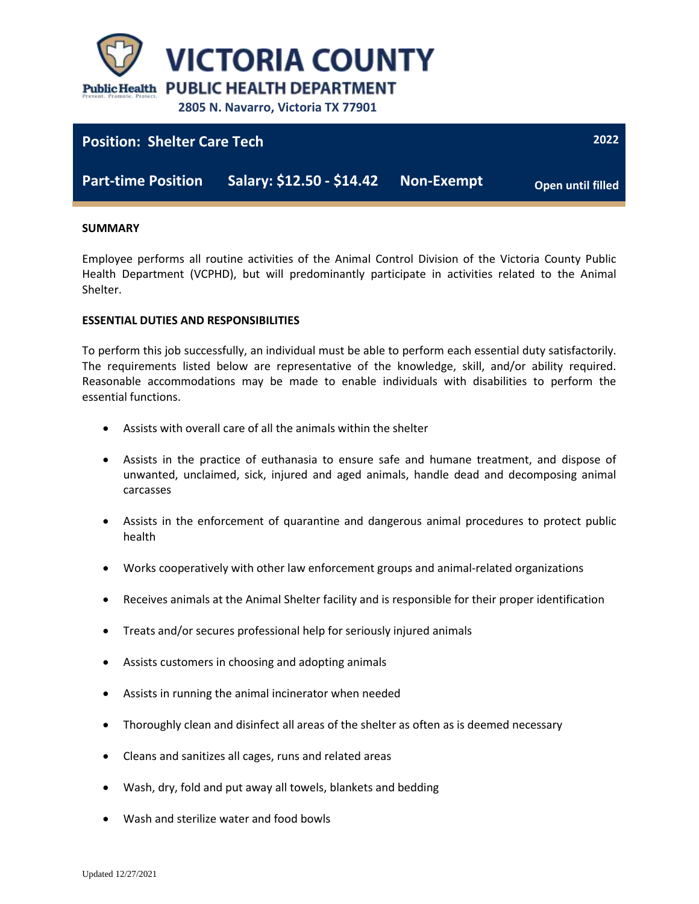# VICTORIA COUNTY

## PUBLIC HEALTH DEPARTMENT

**2805 N. Navarro, Victoria TX 77901**

| **Position: Shelter Care Tech** | | | **2022** |
|---|---|---|---|
| **Part-time Position** | **Salary: $12.50 - $14.42** | **Non-Exempt** | **Open until filled** |

**SUMMARY**

Employee performs all routine activities of the Animal Control Division of the Victoria County Public Health Department (VCPHD), but will predominantly participate in activities related to the Animal Shelter.

**ESSENTIAL DUTIES AND RESPONSIBILITIES**

To perform this job successfully, an individual must be able to perform each essential duty satisfactorily. The requirements listed below are representative of the knowledge, skill, and/or ability required. Reasonable accommodations may be made to enable individuals with disabilities to perform the essential functions.

- Assists with overall care of all the animals within the shelter
- Assists in the practice of euthanasia to ensure safe and humane treatment, and dispose of unwanted, unclaimed, sick, injured and aged animals, handle dead and decomposing animal carcasses
- Assists in the enforcement of quarantine and dangerous animal procedures to protect public health
- Works cooperatively with other law enforcement groups and animal-related organizations
- Receives animals at the Animal Shelter facility and is responsible for their proper identification
- Treats and/or secures professional help for seriously injured animals
- Assists customers in choosing and adopting animals
- Assists in running the animal incinerator when needed
- Thoroughly clean and disinfect all areas of the shelter as often as is deemed necessary
- Cleans and sanitizes all cages, runs and related areas
- Wash, dry, fold and put away all towels, blankets and bedding
- Wash and sterilize water and food bowls

Updated 12/27/2021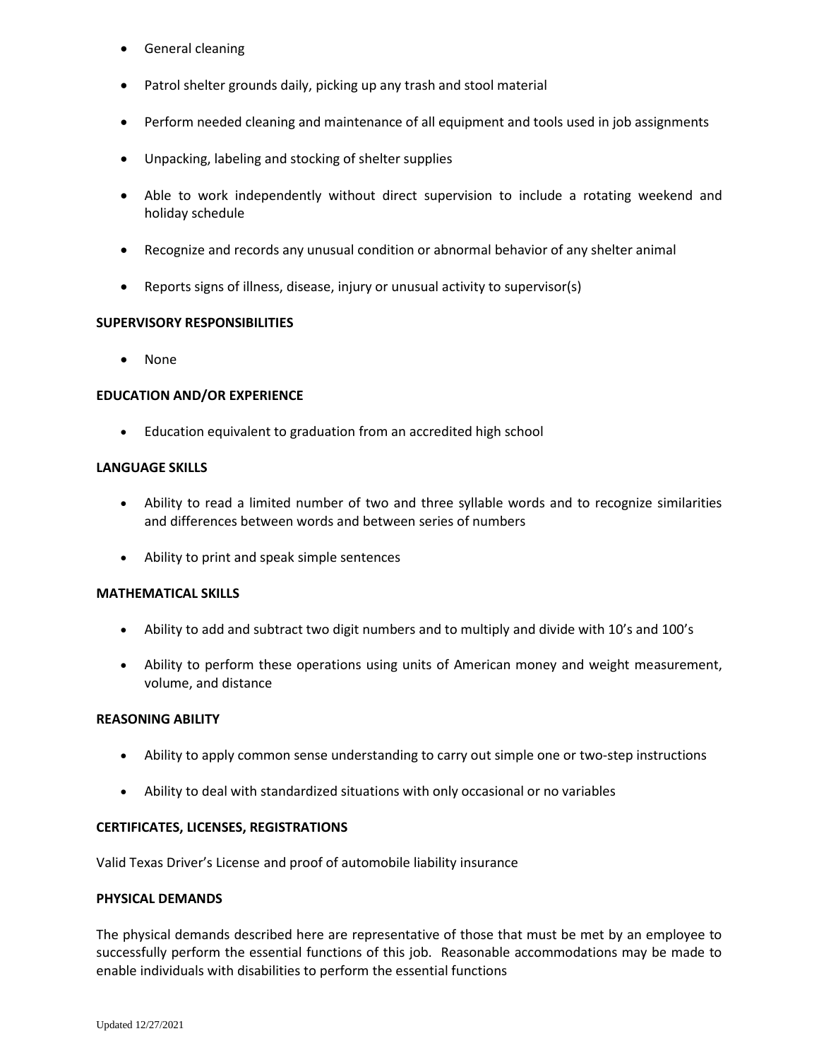- General cleaning
- Patrol shelter grounds daily, picking up any trash and stool material
- Perform needed cleaning and maintenance of all equipment and tools used in job assignments
- Unpacking, labeling and stocking of shelter supplies
- Able to work independently without direct supervision to include a rotating weekend and holiday schedule
- Recognize and records any unusual condition or abnormal behavior of any shelter animal
- Reports signs of illness, disease, injury or unusual activity to supervisor(s)

**SUPERVISORY RESPONSIBILITIES**

- None

**EDUCATION AND/OR EXPERIENCE**

- Education equivalent to graduation from an accredited high school

**LANGUAGE SKILLS**

- Ability to read a limited number of two and three syllable words and to recognize similarities and differences between words and between series of numbers
- Ability to print and speak simple sentences

**MATHEMATICAL SKILLS**

- Ability to add and subtract two digit numbers and to multiply and divide with 10's and 100's
- Ability to perform these operations using units of American money and weight measurement, volume, and distance

**REASONING ABILITY**

- Ability to apply common sense understanding to carry out simple one or two-step instructions
- Ability to deal with standardized situations with only occasional or no variables

**CERTIFICATES, LICENSES, REGISTRATIONS**

Valid Texas Driver's License and proof of automobile liability insurance

**PHYSICAL DEMANDS**

The physical demands described here are representative of those that must be met by an employee to successfully perform the essential functions of this job. Reasonable accommodations may be made to enable individuals with disabilities to perform the essential functions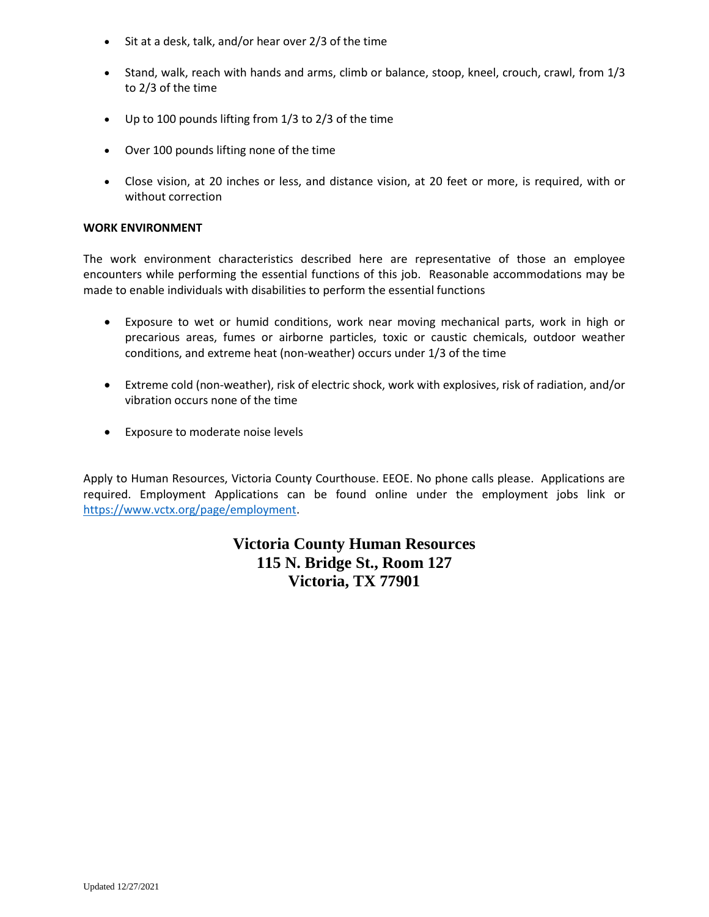- Sit at a desk, talk, and/or hear over 2/3 of the time
- Stand, walk, reach with hands and arms, climb or balance, stoop, kneel, crouch, crawl, from 1/3 to 2/3 of the time
- Up to 100 pounds lifting from 1/3 to 2/3 of the time
- Over 100 pounds lifting none of the time
- Close vision, at 20 inches or less, and distance vision, at 20 feet or more, is required, with or without correction

**WORK ENVIRONMENT**

The work environment characteristics described here are representative of those an employee encounters while performing the essential functions of this job. Reasonable accommodations may be made to enable individuals with disabilities to perform the essential functions

- Exposure to wet or humid conditions, work near moving mechanical parts, work in high or precarious areas, fumes or airborne particles, toxic or caustic chemicals, outdoor weather conditions, and extreme heat (non-weather) occurs under 1/3 of the time
- Extreme cold (non-weather), risk of electric shock, work with explosives, risk of radiation, and/or vibration occurs none of the time
- Exposure to moderate noise levels

Apply to Human Resources, Victoria County Courthouse. EEOE. No phone calls please. Applications are required. Employment Applications can be found online under the employment jobs link or https://www.vctx.org/page/employment.

**Victoria County Human Resources**
**115 N. Bridge St., Room 127**
**Victoria, TX 77901**

Updated 12/27/2021